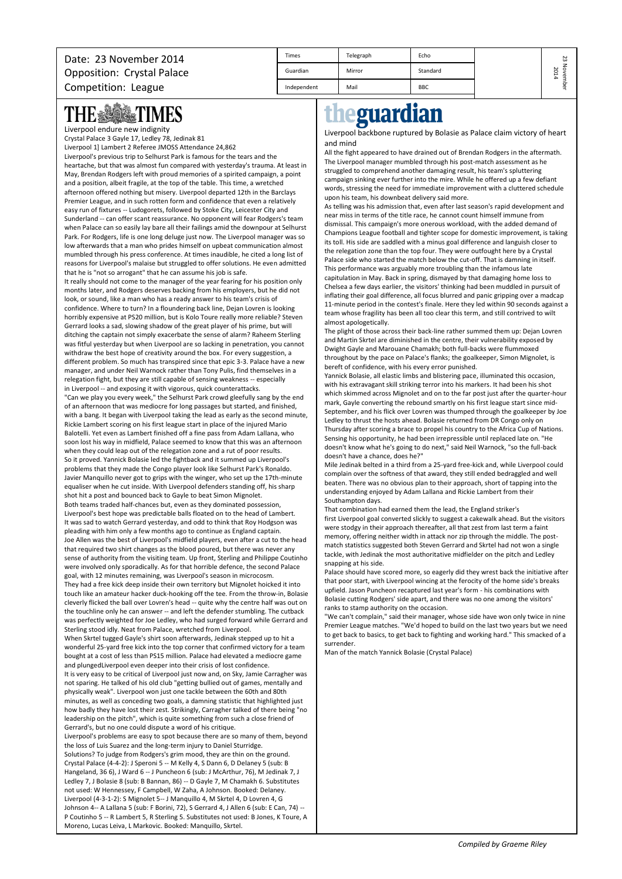Date: 23 November 2014
Opposition: Crystal Palace
Competition: League

| Times | Telegraph | Echo |
|---|---|---|
| Guardian | Mirror | Standard |
| Independent | Mail | BBC |

23 November 2014

# THE TIMES

Liverpool endure new indignity

Crystal Palace 3 Gayle 17, Ledley 78, Jedinak 81

Liverpool 1] Lambert 2 Referee JMOSS Attendance 24,862

Liverpool's previous trip to Selhurst Park is famous for the tears and the heartache, but that was almost fun compared with yesterday's trauma. At least in May, Brendan Rodgers left with proud memories of a spirited campaign, a point and a position, albeit fragile, at the top of the table. This time, a wretched afternoon offered nothing but misery. Liverpool departed 12th in the Barclays Premier League, and in such rotten form and confidence that even a relatively easy run of fixtures -- Ludogorets, followed by Stoke City, Leicester City and Sunderland -- can offer scant reassurance. No opponent will fear Rodgers's team when Palace can so easily lay bare all their failings amid the downpour at Selhurst Park. For Rodgers, life is one long deluge just now. The Liverpool manager was so low afterwards that a man who prides himself on upbeat communication almost mumbled through his press conference. At times inaudible, he cited a long list of reasons for Liverpool's malaise but struggled to offer solutions. He even admitted that he is "not so arrogant" that he can assume his job is safe.

It really should not come to the manager of the year fearing for his position only months later, and Rodgers deserves backing from his employers, but he did not look, or sound, like a man who has a ready answer to his team's crisis of confidence. Where to turn? In a floundering back line, Dejan Lovren is looking horribly expensive at PS20 million, but is Kolo Toure really more reliable? Steven Gerrard looks a sad, slowing shadow of the great player of his prime, but will ditching the captain not simply exacerbate the sense of alarm? Raheem Sterling was fitful yesterday but when Liverpool are so lacking in penetration, you cannot withdraw the best hope of creativity around the box. For every suggestion, a different problem. So much has transpired since that epic 3-3. Palace have a new manager, and under Neil Warnock rather than Tony Pulis, find themselves in a relegation fight, but they are still capable of sensing weakness -- especially in Liverpool -- and exposing it with vigorous, quick counterattacks.

"Can we play you every week," the Selhurst Park crowd gleefully sang by the end of an afternoon that was mediocre for long passages but started, and finished, with a bang. It began with Liverpool taking the lead as early as the second minute, Rickie Lambert scoring on his first league start in place of the injured Mario Balotelli. Yet even as Lambert finished off a fine pass from Adam Lallana, who soon lost his way in midfield, Palace seemed to know that this was an afternoon when they could leap out of the relegation zone and a rut of poor results.

So it proved. Yannick Bolasie led the fightback and it summed up Liverpool's problems that they made the Congo player look like Selhurst Park's Ronaldo. Javier Manquillo never got to grips with the winger, who set up the 17th-minute equaliser when he cut inside. With Liverpool defenders standing off, his sharp shot hit a post and bounced back to Gayle to beat Simon Mignolet.

Both teams traded half-chances but, even as they dominated possession, Liverpool's best hope was predictable balls floated on to the head of Lambert. It was sad to watch Gerrard yesterday, and odd to think that Roy Hodgson was pleading with him only a few months ago to continue as England captain.

Joe Allen was the best of Liverpool's midfield players, even after a cut to the head that required two shirt changes as the blood poured, but there was never any sense of authority from the visiting team. Up front, Sterling and Philippe Coutinho were involved only sporadically. As for that horrible defence, the second Palace goal, with 12 minutes remaining, was Liverpool's season in microcosm.

They had a free kick deep inside their own territory but Mignolet hoicked it into touch like an amateur hacker duck-hooking off the tee. From the throw-in, Bolasie cleverly flicked the ball over Lovren's head -- quite why the centre half was out on the touchline only he can answer -- and left the defender stumbling. The cutback was perfectly weighted for Joe Ledley, who had surged forward while Gerrard and Sterling stood idly. Neat from Palace, wretched from Liverpool.

When Skrtel tugged Gayle's shirt soon afterwards, Jedinak stepped up to hit a wonderful 25-yard free kick into the top corner that confirmed victory for a team bought at a cost of less than PS15 million. Palace had elevated a mediocre game and plungedLiverpool even deeper into their crisis of lost confidence.

It is very easy to be critical of Liverpool just now and, on Sky, Jamie Carragher was not sparing. He talked of his old club "getting bullied out of games, mentally and physically weak". Liverpool won just one tackle between the 60th and 80th minutes, as well as conceding two goals, a damning statistic that highlighted just how badly they have lost their zest. Strikingly, Carragher talked of there being "no leadership on the pitch", which is quite something from such a close friend of Gerrard's, but no one could dispute a word of his critique.

Liverpool's problems are easy to spot because there are so many of them, beyond the loss of Luis Suarez and the long-term injury to Daniel Sturridge.

Solutions? To judge from Rodgers's grim mood, they are thin on the ground.

Crystal Palace (4-4-2): J Speroni 5 -- M Kelly 4, S Dann 6, D Delaney 5 (sub: B Hangeland, 36 6), J Ward 6 -- J Puncheon 6 (sub: J McArthur, 76), M Jedinak 7, J Ledley 7, J Bolasie 8 (sub: B Bannan, 86) -- D Gayle 7, M Chamakh 6. Substitutes not used: W Hennessey, F Campbell, W Zaha, A Johnson. Booked: Delaney.

Liverpool (4-3-1-2): S Mignolet 5-- J Manquillo 4, M Skrtel 4, D Lovren 4, G Johnson 4-- A Lallana 5 (sub: F Borini, 72), S Gerrard 4, J Allen 6 (sub: E Can, 74) -- P Coutinho 5 -- R Lambert 5, R Sterling 5. Substitutes not used: B Jones, K Toure, A Moreno, Lucas Leiva, L Markovic. Booked: Manquillo, Skrtel.

# theguardian

Liverpool backbone ruptured by Bolasie as Palace claim victory of heart and mind

All the fight appeared to have drained out of Brendan Rodgers in the aftermath. The Liverpool manager mumbled through his post-match assessment as he struggled to comprehend another damaging result, his team's spluttering campaign sinking ever further into the mire. While he offered up a few defiant words, stressing the need for immediate improvement with a cluttered schedule upon his team, his downbeat delivery said more.

As telling was his admission that, even after last season's rapid development and near miss in terms of the title race, he cannot count himself immune from dismissal. This campaign's more onerous workload, with the added demand of Champions League football and tighter scope for domestic improvement, is taking its toll. His side are saddled with a minus goal difference and languish closer to the relegation zone than the top four. They were outfought here by a Crystal Palace side who started the match below the cut-off. That is damning in itself.

This performance was arguably more troubling than the infamous late capitulation in May. Back in spring, dismayed by that damaging home loss to Chelsea a few days earlier, the visitors' thinking had been muddled in pursuit of inflating their goal difference, all focus blurred and panic gripping over a madcap 11-minute period in the contest's finale. Here they led within 90 seconds against a team whose fragility has been all too clear this term, and still contrived to wilt almost apologetically.

The plight of those across their back-line rather summed them up: Dejan Lovren and Martin Skrtel are diminished in the centre, their vulnerability exposed by Dwight Gayle and Marouane Chamakh; both full-backs were flummoxed throughout by the pace on Palace's flanks; the goalkeeper, Simon Mignolet, is bereft of confidence, with his every error punished.

Yannick Bolasie, all elastic limbs and blistering pace, illuminated this occasion, with his extravagant skill striking terror into his markers. It had been his shot which skimmed across Mignolet and on to the far post just after the quarter-hour mark, Gayle converting the rebound smartly on his first league start since mid-September, and his flick over Lovren was thumped through the goalkeeper by Joe Ledley to thrust the hosts ahead. Bolasie returned from DR Congo only on Thursday after scoring a brace to propel his country to the Africa Cup of Nations. Sensing his opportunity, he had been irrepressible until replaced late on. "He doesn't know what he's going to do next," said Neil Warnock, "so the full-back doesn't have a chance, does he?"

Mile Jedinak belted in a third from a 25-yard free-kick and, while Liverpool could complain over the softness of that award, they still ended bedraggled and well beaten. There was no obvious plan to their approach, short of tapping into the understanding enjoyed by Adam Lallana and Rickie Lambert from their Southampton days.

That combination had earned them the lead, the England striker's first Liverpool goal converted slickly to suggest a cakewalk ahead. But the visitors were stodgy in their approach thereafter, all that zest from last term a faint memory, offering neither width in attack nor zip through the middle. The post-match statistics suggested both Steven Gerrard and Skrtel had not won a single tackle, with Jedinak the most authoritative midfielder on the pitch and Ledley snapping at his side.

Palace should have scored more, so eagerly did they wrest back the initiative after that poor start, with Liverpool wincing at the ferocity of the home side's breaks upfield. Jason Puncheon recaptured last year's form - his combinations with Bolasie cutting Rodgers' side apart, and there was no one among the visitors' ranks to stamp authority on the occasion.

"We can't complain," said their manager, whose side have won only twice in nine Premier League matches. "We'd hoped to build on the last two years but we need to get back to basics, to get back to fighting and working hard." This smacked of a surrender.

Man of the match Yannick Bolasie (Crystal Palace)

*Compiled by Graeme Riley*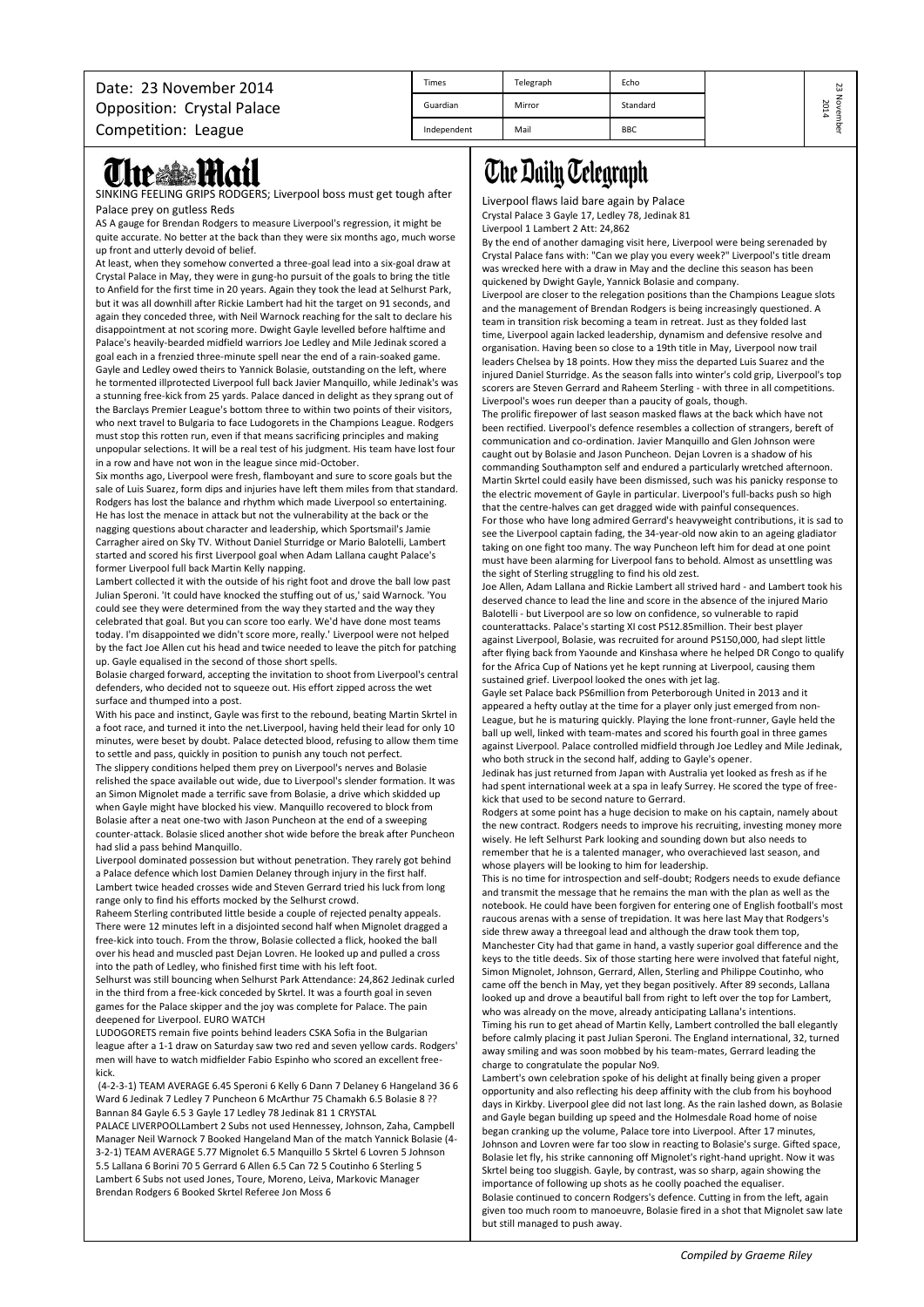Date: 23 November 2014
Opposition: Crystal Palace
Competition: League

| Times | Telegraph | Echo |
|---|---|---|
| Guardian | Mirror | Standard |
| Independent | Mail | BBC |

# The Mail

**SINKING FEELING GRIPS RODGERS; Liverpool boss must get tough after Palace prey on gutless Reds**

AS A gauge for Brendan Rodgers to measure Liverpool's regression, it might be quite accurate. No better at the back than they were six months ago, much worse up front and utterly devoid of belief.

At least, when they somehow converted a three-goal lead into a six-goal draw at Crystal Palace in May, they were in gung-ho pursuit of the goals to bring the title to Anfield for the first time in 20 years. Again they took the lead at Selhurst Park, but it was all downhill after Rickie Lambert had hit the target on 91 seconds, and again they conceded three, with Neil Warnock reaching for the salt to declare his disappointment at not scoring more. Dwight Gayle levelled before halftime and Palace's heavily-bearded midfield warriors Joe Ledley and Mile Jedinak scored a goal each in a frenzied three-minute spell near the end of a rain-soaked game. Gayle and Ledley owed theirs to Yannick Bolasie, outstanding on the left, where he tormented illprotected Liverpool full back Javier Manquillo, while Jedinak's was a stunning free-kick from 25 yards. Palace danced in delight as they sprang out of the Barclays Premier League's bottom three to within two points of their visitors, who next travel to Bulgaria to face Ludogorets in the Champions League. Rodgers must stop this rotten run, even if that means sacrificing principles and making unpopular selections. It will be a real test of his judgment. His team have lost four in a row and have not won in the league since mid-October.

Six months ago, Liverpool were fresh, flamboyant and sure to score goals but the sale of Luis Suarez, form dips and injuries have left them miles from that standard. Rodgers has lost the balance and rhythm which made Liverpool so entertaining. He has lost the menace in attack but not the vulnerability at the back or the nagging questions about character and leadership, which Sportsmail's Jamie Carragher aired on Sky TV. Without Daniel Sturridge or Mario Balotelli, Lambert started and scored his first Liverpool goal when Adam Lallana caught Palace's former Liverpool full back Martin Kelly napping.

Lambert collected it with the outside of his right foot and drove the ball low past Julian Speroni. 'It could have knocked the stuffing out of us,' said Warnock. 'You could see they were determined from the way they started and the way they celebrated that goal. But you can score too early. We'd have done most teams today. I'm disappointed we didn't score more, really.' Liverpool were not helped by the fact Joe Allen cut his head and twice needed to leave the pitch for patching up. Gayle equalised in the second of those short spells.

Bolasie charged forward, accepting the invitation to shoot from Liverpool's central defenders, who decided not to squeeze out. His effort zipped across the wet surface and thumped into a post.

With his pace and instinct, Gayle was first to the rebound, beating Martin Skrtel in a foot race, and turned it into the net.Liverpool, having held their lead for only 10 minutes, were beset by doubt. Palace detected blood, refusing to allow them time to settle and pass, quickly in position to punish any touch not perfect.

The slippery conditions helped them prey on Liverpool's nerves and Bolasie relished the space available out wide, due to Liverpool's slender formation. It was an Simon Mignolet made a terrific save from Bolasie, a drive which skidded up when Gayle might have blocked his view. Manquillo recovered to block from Bolasie after a neat one-two with Jason Puncheon at the end of a sweeping counter-attack. Bolasie sliced another shot wide before the break after Puncheon had slid a pass behind Manquillo.

Liverpool dominated possession but without penetration. They rarely got behind a Palace defence which lost Damien Delaney through injury in the first half. Lambert twice headed crosses wide and Steven Gerrard tried his luck from long range only to find his efforts mocked by the Selhurst crowd.

Raheem Sterling contributed little beside a couple of rejected penalty appeals. There were 12 minutes left in a disjointed second half when Mignolet dragged a free-kick into touch. From the throw, Bolasie collected a flick, hooked the ball over his head and muscled past Dejan Lovren. He looked up and pulled a cross into the path of Ledley, who finished first time with his left foot.

Selhurst was still bouncing when Selhurst Park Attendance: 24,862 Jedinak curled in the third from a free-kick conceded by Skrtel. It was a fourth goal in seven games for the Palace skipper and the joy was complete for Palace. The pain deepened for Liverpool. EURO WATCH

LUDOGORETS remain five points behind leaders CSKA Sofia in the Bulgarian league after a 1-1 draw on Saturday saw two red and seven yellow cards. Rodgers' men will have to watch midfielder Fabio Espinho who scored an excellent free-kick.

(4-2-3-1) TEAM AVERAGE 6.45 Speroni 6 Kelly 6 Dann 7 Delaney 6 Hangeland 36 6 Ward 6 Jedinak 7 Ledley 7 Puncheon 6 McArthur 75 Chamakh 6.5 Bolasie 8 ?? Bannan 84 Gayle 6.5 3 Gayle 17 Ledley 78 Jedinak 81 1 CRYSTAL PALACE LIVERPOOLLambert 2 Subs not used Hennessey, Johnson, Zaha, Campbell Manager Neil Warnock 7 Booked Hangeland Man of the match Yannick Bolasie (4-3-2-1) TEAM AVERAGE 5.77 Mignolet 6.5 Manquillo 5 Skrtel 6 Lovren 5 Johnson 5.5 Lallana 6 Borini 70 5 Gerrard 6 Allen 6.5 Can 72 5 Coutinho 6 Sterling 5 Lambert 6 Subs not used Jones, Toure, Moreno, Leiva, Markovic Manager Brendan Rodgers 6 Booked Skrtel Referee Jon Moss 6

# The Daily Telegraph

**Liverpool flaws laid bare again by Palace**

Crystal Palace 3 Gayle 17, Ledley 78, Jedinak 81
Liverpool 1 Lambert 2 Att: 24,862

By the end of another damaging visit here, Liverpool were being serenaded by Crystal Palace fans with: "Can we play you every week?" Liverpool's title dream was wrecked here with a draw in May and the decline this season has been quickened by Dwight Gayle, Yannick Bolasie and company.

Liverpool are closer to the relegation positions than the Champions League slots and the management of Brendan Rodgers is being increasingly questioned. A team in transition risk becoming a team in retreat. Just as they folded last time, Liverpool again lacked leadership, dynamism and defensive resolve and organisation. Having been so close to a 19th title in May, Liverpool now trail leaders Chelsea by 18 points. How they miss the departed Luis Suarez and the injured Daniel Sturridge. As the season falls into winter's cold grip, Liverpool's top scorers are Steven Gerrard and Raheem Sterling - with three in all competitions. Liverpool's woes run deeper than a paucity of goals, though.

The prolific firepower of last season masked flaws at the back which have not been rectified. Liverpool's defence resembles a collection of strangers, bereft of communication and co-ordination. Javier Manquillo and Glen Johnson were caught out by Bolasie and Jason Puncheon. Dejan Lovren is a shadow of his commanding Southampton self and endured a particularly wretched afternoon. Martin Skrtel could easily have been dismissed, such was his panicky response to the electric movement of Gayle in particular. Liverpool's full-backs push so high that the centre-halves can get dragged wide with painful consequences.

For those who have long admired Gerrard's heavyweight contributions, it is sad to see the Liverpool captain fading, the 34-year-old now akin to an ageing gladiator taking on one fight too many. The way Puncheon left him for dead at one point must have been alarming for Liverpool fans to behold. Almost as unsettling was the sight of Sterling struggling to find his old zest.

Joe Allen, Adam Lallana and Rickie Lambert all strived hard - and Lambert took his deserved chance to lead the line and score in the absence of the injured Mario Balotelli - but Liverpool are so low on confidence, so vulnerable to rapid counterattacks. Palace's starting XI cost PS12.85million. Their best player against Liverpool, Bolasie, was recruited for around PS150,000, had slept little after flying back from Yaounde and Kinshasa where he helped DR Congo to qualify for the Africa Cup of Nations yet he kept running at Liverpool, causing them sustained grief. Liverpool looked the ones with jet lag.

Gayle set Palace back PS6million from Peterborough United in 2013 and it appeared a hefty outlay at the time for a player only just emerged from non-League, but he is maturing quickly. Playing the lone front-runner, Gayle held the ball up well, linked with team-mates and scored his fourth goal in three games against Liverpool. Palace controlled midfield through Joe Ledley and Mile Jedinak, who both struck in the second half, adding to Gayle's opener.

Jedinak has just returned from Japan with Australia yet looked as fresh as if he had spent international week at a spa in leafy Surrey. He scored the type of free-kick that used to be second nature to Gerrard.

Rodgers at some point has a huge decision to make on his captain, namely about the new contract. Rodgers needs to improve his recruiting, investing money more wisely. He left Selhurst Park looking and sounding down but also needs to remember that he is a talented manager, who overachieved last season, and whose players will be looking to him for leadership.

This is no time for introspection and self-doubt; Rodgers needs to exude defiance and transmit the message that he remains the man with the plan as well as the notebook. He could have been forgiven for entering one of English football's most raucous arenas with a sense of trepidation. It was here last May that Rodgers's side threw away a threegoal lead and although the draw took them top, Manchester City had that game in hand, a vastly superior goal difference and the keys to the title deeds. Six of those starting here were involved that fateful night, Simon Mignolet, Johnson, Gerrard, Allen, Sterling and Philippe Coutinho, who came off the bench in May, yet they began positively. After 89 seconds, Lallana looked up and drove a beautiful ball from right to left over the top for Lambert, who was already on the move, already anticipating Lallana's intentions.

Timing his run to get ahead of Martin Kelly, Lambert controlled the ball elegantly before calmly placing it past Julian Speroni. The England international, 32, turned away smiling and was soon mobbed by his team-mates, Gerrard leading the charge to congratulate the popular No9.

Lambert's own celebration spoke of his delight at finally being given a proper opportunity and also reflecting his deep affinity with the club from his boyhood days in Kirkby. Liverpool glee did not last long. As the rain lashed down, as Bolasie and Gayle began building up speed and the Holmesdale Road home of noise began cranking up the volume, Palace tore into Liverpool. After 17 minutes, Johnson and Lovren were far too slow in reacting to Bolasie's surge. Gifted space, Bolasie let fly, his strike cannoning off Mignolet's right-hand upright. Now it was Skrtel being too sluggish. Gayle, by contrast, was so sharp, again showing the importance of following up shots as he coolly poached the equaliser.

Bolasie continued to concern Rodgers's defence. Cutting in from the left, again given too much room to manoeuvre, Bolasie fired in a shot that Mignolet saw late but still managed to push away.

*Compiled by Graeme Riley*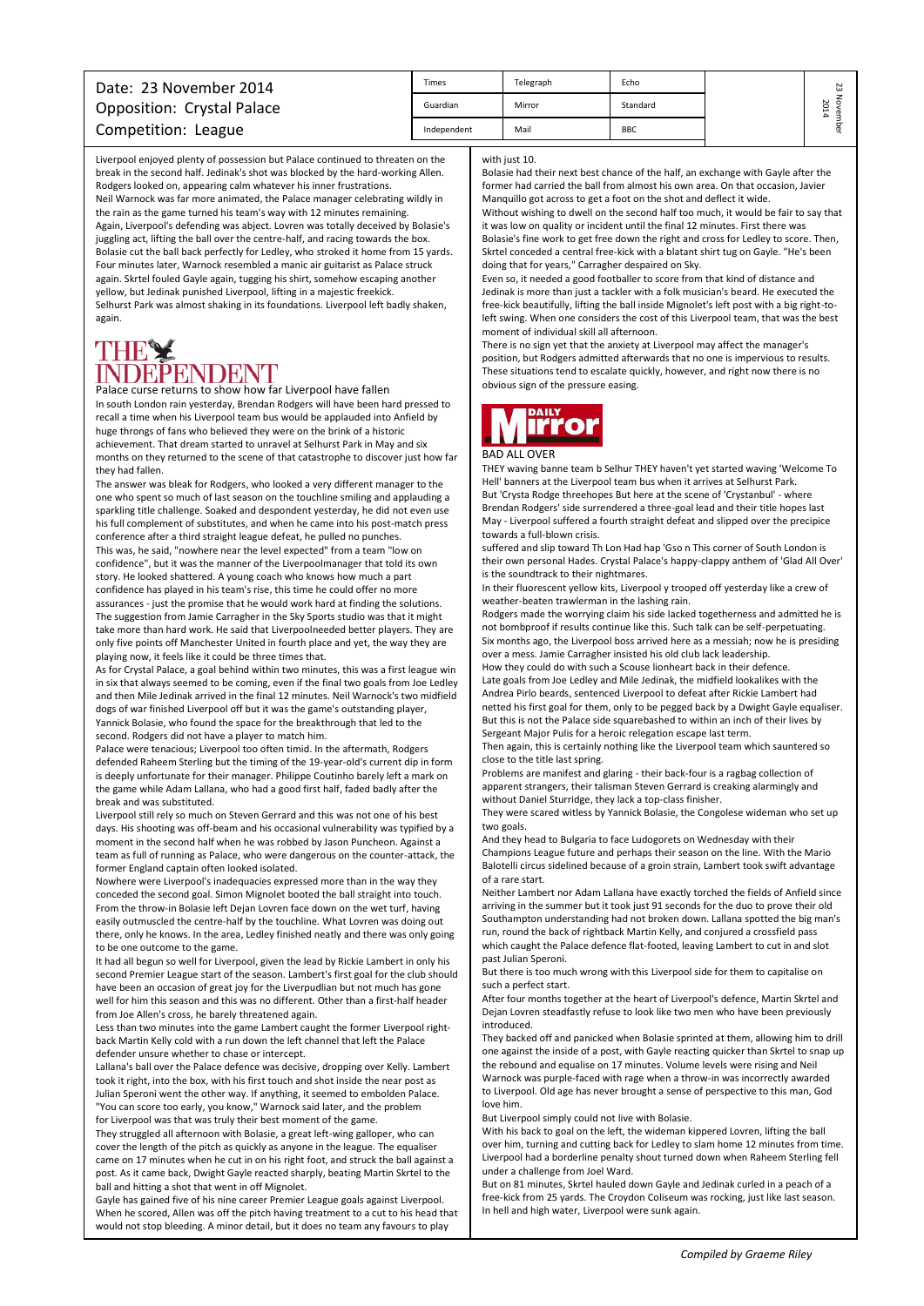Date: 23 November 2014
Opposition: Crystal Palace
Competition: League

| Times | Telegraph | Echo |
|---|---|---|
| Guardian | Mirror | Standard |
| Independent | Mail | BBC |

23 November 2014

Liverpool enjoyed plenty of possession but Palace continued to threaten on the break in the second half. Jedinak's shot was blocked by the hard-working Allen. Rodgers looked on, appearing calm whatever his inner frustrations.

Neil Warnock was far more animated, the Palace manager celebrating wildly in the rain as the game turned his team's way with 12 minutes remaining.

Again, Liverpool's defending was abject. Lovren was totally deceived by Bolasie's juggling act, lifting the ball over the centre-half, and racing towards the box. Bolasie cut the ball back perfectly for Ledley, who stroked it home from 15 yards. Four minutes later, Warnock resembled a manic air guitarist as Palace struck again. Skrtel fouled Gayle again, tugging his shirt, somehow escaping another yellow, but Jedinak punished Liverpool, lifting in a majestic freekick.

Selhurst Park was almost shaking in its foundations. Liverpool left badly shaken, again.

# THE INDEPENDENT

## Palace curse returns to show how far Liverpool have fallen

In south London rain yesterday, Brendan Rodgers will have been hard pressed to recall a time when his Liverpool team bus would be applauded into Anfield by huge throngs of fans who believed they were on the brink of a historic achievement. That dream started to unravel at Selhurst Park in May and six months on they returned to the scene of that catastrophe to discover just how far they had fallen.

The answer was bleak for Rodgers, who looked a very different manager to the one who spent so much of last season on the touchline smiling and applauding a sparkling title challenge. Soaked and despondent yesterday, he did not even use his full complement of substitutes, and when he came into his post-match press conference after a third straight league defeat, he pulled no punches.

This was, he said, "nowhere near the level expected" from a team "low on confidence", but it was the manner of the Liverpoolmanager that told its own story. He looked shattered. A young coach who knows how much a part confidence has played in his team's rise, this time he could offer no more assurances - just the promise that he would work hard at finding the solutions. The suggestion from Jamie Carragher in the Sky Sports studio was that it might take more than hard work. He said that Liverpoolneeded better players. They are only five points off Manchester United in fourth place and yet, the way they are playing now, it feels like it could be three times that.

As for Crystal Palace, a goal behind within two minutes, this was a first league win in six that always seemed to be coming, even if the final two goals from Joe Ledley and then Mile Jedinak arrived in the final 12 minutes. Neil Warnock's two midfield dogs of war finished Liverpool off but it was the game's outstanding player, Yannick Bolasie, who found the space for the breakthrough that led to the second. Rodgers did not have a player to match him.

Palace were tenacious; Liverpool too often timid. In the aftermath, Rodgers defended Raheem Sterling but the timing of the 19-year-old's current dip in form is deeply unfortunate for their manager. Philippe Coutinho barely left a mark on the game while Adam Lallana, who had a good first half, faded badly after the break and was substituted.

Liverpool still rely so much on Steven Gerrard and this was not one of his best days. His shooting was off-beam and his occasional vulnerability was typified by a moment in the second half when he was robbed by Jason Puncheon. Against a team as full of running as Palace, who were dangerous on the counter-attack, the former England captain often looked isolated.

Nowhere were Liverpool's inadequacies expressed more than in the way they conceded the second goal. Simon Mignolet booted the ball straight into touch. From the throw-in Bolasie left Dejan Lovren face down on the wet turf, having easily outmuscled the centre-half by the touchline. What Lovren was doing out there, only he knows. In the area, Ledley finished neatly and there was only going to be one outcome to the game.

It had all begun so well for Liverpool, given the lead by Rickie Lambert in only his second Premier League start of the season. Lambert's first goal for the club should have been an occasion of great joy for the Liverpudlian but not much has gone well for him this season and this was no different. Other than a first-half header from Joe Allen's cross, he barely threatened again.

Less than two minutes into the game Lambert caught the former Liverpool right-back Martin Kelly cold with a run down the left channel that left the Palace defender unsure whether to chase or intercept.

Lallana's ball over the Palace defence was decisive, dropping over Kelly. Lambert took it right, into the box, with his first touch and shot inside the near post as Julian Speroni went the other way. If anything, it seemed to embolden Palace. "You can score too early, you know," Warnock said later, and the problem for Liverpool was that was truly their best moment of the game.

They struggled all afternoon with Bolasie, a great left-wing galloper, who can cover the length of the pitch as quickly as anyone in the league. The equaliser came on 17 minutes when he cut in on his right foot, and struck the ball against a post. As it came back, Dwight Gayle reacted sharply, beating Martin Skrtel to the ball and hitting a shot that went in off Mignolet.

Gayle has gained five of his nine career Premier League goals against Liverpool. When he scored, Allen was off the pitch having treatment to a cut to his head that would not stop bleeding. A minor detail, but it does no team any favours to play with just 10.

Bolasie had their next best chance of the half, an exchange with Gayle after the former had carried the ball from almost his own area. On that occasion, Javier Manquillo got across to get a foot on the shot and deflect it wide.

Without wishing to dwell on the second half too much, it would be fair to say that it was low on quality or incident until the final 12 minutes. First there was Bolasie's fine work to get free down the right and cross for Ledley to score. Then, Skrtel conceded a central free-kick with a blatant shirt tug on Gayle. "He's been doing that for years," Carragher despaired on Sky.

Even so, it needed a good footballer to score from that kind of distance and Jedinak is more than just a tackler with a folk musician's beard. He executed the free-kick beautifully, lifting the ball inside Mignolet's left post with a big right-to-left swing. When one considers the cost of this Liverpool team, that was the best moment of individual skill all afternoon.

There is no sign yet that the anxiety at Liverpool may affect the manager's position, but Rodgers admitted afterwards that no one is impervious to results. These situations tend to escalate quickly, however, and right now there is no obvious sign of the pressure easing.

# DAILY Mirror

## BAD ALL OVER

THEY waving banne team b Selhur THEY haven't yet started waving 'Welcome To Hell' banners at the Liverpool team bus when it arrives at Selhurst Park.

But 'Crysta Rodge threehopes But here at the scene of 'Crystanbul' - where Brendan Rodgers' side surrendered a three-goal lead and their title hopes last May - Liverpool suffered a fourth straight defeat and slipped over the precipice towards a full-blown crisis.

suffered and slip toward Th Lon Had hap 'Gso n This corner of South London is their own personal Hades. Crystal Palace's happy-clappy anthem of 'Glad All Over' is the soundtrack to their nightmares.

In their fluorescent yellow kits, Liverpool y trooped off yesterday like a crew of weather-beaten trawlerman in the lashing rain.

Rodgers made the worrying claim his side lacked togetherness and admitted he is not bombproof if results continue like this. Such talk can be self-perpetuating.

Six months ago, the Liverpool boss arrived here as a messiah; now he is presiding over a mess. Jamie Carragher insisted his old club lack leadership.

How they could do with such a Scouse lionheart back in their defence.

Late goals from Joe Ledley and Mile Jedinak, the midfield lookalikes with the Andrea Pirlo beards, sentenced Liverpool to defeat after Rickie Lambert had netted his first goal for them, only to be pegged back by a Dwight Gayle equaliser.

But this is not the Palace side squarebashed to within an inch of their lives by Sergeant Major Pulis for a heroic relegation escape last term.

Then again, this is certainly nothing like the Liverpool team which sauntered so close to the title last spring.

Problems are manifest and glaring - their back-four is a ragbag collection of apparent strangers, their talisman Steven Gerrard is creaking alarmingly and without Daniel Sturridge, they lack a top-class finisher.

They were scared witless by Yannick Bolasie, the Congolese wideman who set up two goals.

And they head to Bulgaria to face Ludogorets on Wednesday with their Champions League future and perhaps their season on the line. With the Mario Balotelli circus sidelined because of a groin strain, Lambert took swift advantage of a rare start.

Neither Lambert nor Adam Lallana have exactly torched the fields of Anfield since arriving in the summer but it took just 91 seconds for the duo to prove their old Southampton understanding had not broken down. Lallana spotted the big man's run, round the back of rightback Martin Kelly, and conjured a crossfield pass which caught the Palace defence flat-footed, leaving Lambert to cut in and slot past Julian Speroni.

But there is too much wrong with this Liverpool side for them to capitalise on such a perfect start.

After four months together at the heart of Liverpool's defence, Martin Skrtel and Dejan Lovren steadfastly refuse to look like two men who have been previously introduced.

They backed off and panicked when Bolasie sprinted at them, allowing him to drill one against the inside of a post, with Gayle reacting quicker than Skrtel to snap up the rebound and equalise on 17 minutes. Volume levels were rising and Neil Warnock was purple-faced with rage when a throw-in was incorrectly awarded to Liverpool. Old age has never brought a sense of perspective to this man, God love him.

But Liverpool simply could not live with Bolasie.

With his back to goal on the left, the wideman kippered Lovren, lifting the ball over him, turning and cutting back for Ledley to slam home 12 minutes from time. Liverpool had a borderline penalty shout turned down when Raheem Sterling fell under a challenge from Joel Ward.

But on 81 minutes, Skrtel hauled down Gayle and Jedinak curled in a peach of a free-kick from 25 yards. The Croydon Coliseum was rocking, just like last season. In hell and high water, Liverpool were sunk again.

*Compiled by Graeme Riley*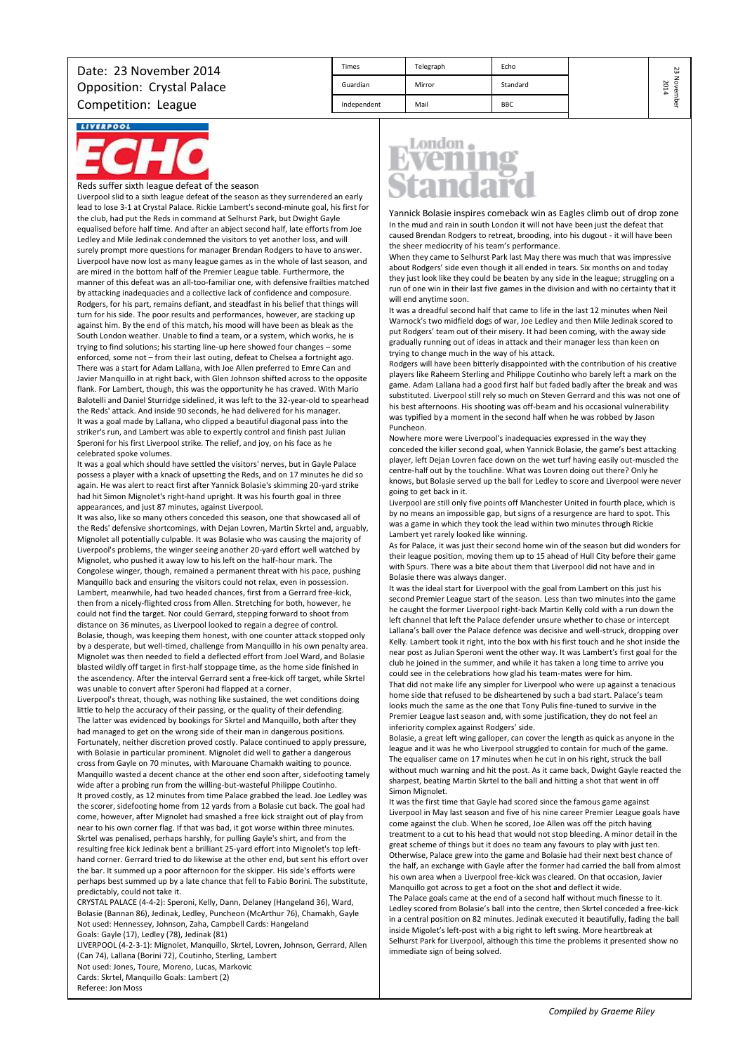Date: 23 November 2014
Opposition: Crystal Palace
Competition: League

| Times | Telegraph | Echo |
|---|---|---|
| Guardian | Mirror | Standard |
| Independent | Mail | BBC |

## Liverpool Echo

### Reds suffer sixth league defeat of the season

Liverpool slid to a sixth league defeat of the season as they surrendered an early lead to lose 3-1 at Crystal Palace. Rickie Lambert's second-minute goal, his first for the club, had put the Reds in command at Selhurst Park, but Dwight Gayle equalised before half time. And after an abject second half, late efforts from Joe Ledley and Mile Jedinak condemned the visitors to yet another loss, and will surely prompt more questions for manager Brendan Rodgers to have to answer.

Liverpool have now lost as many league games as in the whole of last season, and are mired in the bottom half of the Premier League table. Furthermore, the manner of this defeat was an all-too-familiar one, with defensive frailties matched by attacking inadequacies and a collective lack of confidence and composure.

Rodgers, for his part, remains defiant, and steadfast in his belief that things will turn for his side. The poor results and performances, however, are stacking up against him. By the end of this match, his mood will have been as bleak as the South London weather. Unable to find a team, or a system, which works, he is trying to find solutions; his starting line-up here showed four changes – some enforced, some not – from their last outing, defeat to Chelsea a fortnight ago.

There was a start for Adam Lallana, with Joe Allen preferred to Emre Can and Javier Manquillo in at right back, with Glen Johnson shifted across to the opposite flank. For Lambert, though, this was the opportunity he has craved. With Mario Balotelli and Daniel Sturridge sidelined, it was left to the 32-year-old to spearhead the Reds' attack. And inside 90 seconds, he had delivered for his manager.

It was a goal made by Lallana, who clipped a beautiful diagonal pass into the striker's run, and Lambert was able to expertly control and finish past Julian Speroni for his first Liverpool strike. The relief, and joy, on his face as he celebrated spoke volumes.

It was a goal which should have settled the visitors' nerves, but in Gayle Palace possess a player with a knack of upsetting the Reds, and on 17 minutes he did so again. He was alert to react first after Yannick Bolasie's skimming 20-yard strike had hit Simon Mignolet's right-hand upright. It was his fourth goal in three appearances, and just 87 minutes, against Liverpool.

It was also, like so many others conceded this season, one that showcased all of the Reds' defensive shortcomings, with Dejan Lovren, Martin Skrtel and, arguably, Mignolet all potentially culpable. It was Bolasie who was causing the majority of Liverpool's problems, the winger seeing another 20-yard effort well watched by Mignolet, who pushed it away low to his left on the half-hour mark. The Congolese winger, though, remained a permanent threat with his pace, pushing Manquillo back and ensuring the visitors could not relax, even in possession.

Lambert, meanwhile, had two headed chances, first from a Gerrard free-kick, then from a nicely-flighted cross from Allen. Stretching for both, however, he could not find the target. Nor could Gerrard, stepping forward to shoot from distance on 36 minutes, as Liverpool looked to regain a degree of control.

Bolasie, though, was keeping them honest, with one counter attack stopped only by a desperate, but well-timed, challenge from Manquillo in his own penalty area. Mignolet was then needed to field a deflected effort from Joel Ward, and Bolasie blasted wildly off target in first-half stoppage time, as the home side finished in the ascendency. After the interval Gerrard sent a free-kick off target, while Skrtel was unable to convert after Speroni had flapped at a corner.

Liverpool's threat, though, was nothing like sustained, the wet conditions doing little to help the accuracy of their passing, or the quality of their defending. The latter was evidenced by bookings for Skrtel and Manquillo, both after they had managed to get on the wrong side of their man in dangerous positions.

Fortunately, neither discretion proved costly. Palace continued to apply pressure, with Bolasie in particular prominent. Mignolet did well to gather a dangerous cross from Gayle on 70 minutes, with Marouane Chamakh waiting to pounce. Manquillo wasted a decent chance at the other end soon after, sidefooting tamely wide after a probing run from the willing-but-wasteful Philippe Coutinho.

It proved costly, as 12 minutes from time Palace grabbed the lead. Joe Ledley was the scorer, sidefooting home from 12 yards from a Bolasie cut back. The goal had come, however, after Mignolet had smashed a free kick straight out of play from near to his own corner flag. If that was bad, it got worse within three minutes. Skrtel was penalised, perhaps harshly, for pulling Gayle's shirt, and from the resulting free kick Jedinak bent a brilliant 25-yard effort into Mignolet's top left-hand corner. Gerrard tried to do likewise at the other end, but sent his effort over the bar. It summed up a poor afternoon for the skipper. His side's efforts were perhaps best summed up by a late chance that fell to Fabio Borini. The substitute, predictably, could not take it.

CRYSTAL PALACE (4-4-2): Speroni, Kelly, Dann, Delaney (Hangeland 36), Ward, Bolasie (Bannan 86), Jedinak, Ledley, Puncheon (McArthur 76), Chamakh, Gayle
Not used: Hennessey, Johnson, Zaha, Campbell Cards: Hangeland
Goals: Gayle (17), Ledley (78), Jedinak (81)
LIVERPOOL (4-2-3-1): Mignolet, Manquillo, Skrtel, Lovren, Johnson, Gerrard, Allen (Can 74), Lallana (Borini 72), Coutinho, Sterling, Lambert
Not used: Jones, Toure, Moreno, Lucas, Markovic
Cards: Skrtel, Manquillo Goals: Lambert (2)
Referee: Jon Moss

## London Evening Standard

### Yannick Bolasie inspires comeback win as Eagles climb out of drop zone

In the mud and rain in south London it will not have been just the defeat that caused Brendan Rodgers to retreat, brooding, into his dugout - it will have been the sheer mediocrity of his team's performance.

When they came to Selhurst Park last May there was much that was impressive about Rodgers' side even though it all ended in tears. Six months on and today they just look like they could be beaten by any side in the league; struggling on a run of one win in their last five games in the division and with no certainty that it will end anytime soon.

It was a dreadful second half that came to life in the last 12 minutes when Neil Warnock's two midfield dogs of war, Joe Ledley and then Mile Jedinak scored to put Rodgers' team out of their misery. It had been coming, with the away side gradually running out of ideas in attack and their manager less than keen on trying to change much in the way of his attack.

Rodgers will have been bitterly disappointed with the contribution of his creative players like Raheem Sterling and Philippe Coutinho who barely left a mark on the game. Adam Lallana had a good first half but faded badly after the break and was substituted. Liverpool still rely so much on Steven Gerrard and this was not one of his best afternoons. His shooting was off-beam and his occasional vulnerability was typified by a moment in the second half when he was robbed by Jason Puncheon.

Nowhere more were Liverpool's inadequacies expressed in the way they conceded the killer second goal, when Yannick Bolasie, the game's best attacking player, left Dejan Lovren face down on the wet turf having easily out-muscled the centre-half out by the touchline. What was Lovren doing out there? Only he knows, but Bolasie served up the ball for Ledley to score and Liverpool were never going to get back in it.

Liverpool are still only five points off Manchester United in fourth place, which is by no means an impossible gap, but signs of a resurgence are hard to spot. This was a game in which they took the lead within two minutes through Rickie Lambert yet rarely looked like winning.

As for Palace, it was just their second home win of the season but did wonders for their league position, moving them up to 15 ahead of Hull City before their game with Spurs. There was a bite about them that Liverpool did not have and in Bolasie there was always danger.

It was the ideal start for Liverpool with the goal from Lambert on this just his second Premier League start of the season. Less than two minutes into the game he caught the former Liverpool right-back Martin Kelly cold with a run down the left channel that left the Palace defender unsure whether to chase or intercept Lallana's ball over the Palace defence was decisive and well-struck, dropping over Kelly. Lambert took it right, into the box with his first touch and he shot inside the near post as Julian Speroni went the other way. It was Lambert's first goal for the club he joined in the summer, and while it has taken a long time to arrive you could see in the celebrations how glad his team-mates were for him.

That did not make life any simpler for Liverpool who were up against a tenacious home side that refused to be disheartened by such a bad start. Palace's team looks much the same as the one that Tony Pulis fine-tuned to survive in the Premier League last season and, with some justification, they do not feel an inferiority complex against Rodgers' side.

Bolasie, a great left wing galloper, can cover the length as quick as anyone in the league and it was he who Liverpool struggled to contain for much of the game. The equaliser came on 17 minutes when he cut in on his right, struck the ball without much warning and hit the post. As it came back, Dwight Gayle reacted the sharpest, beating Martin Skrtel to the ball and hitting a shot that went in off Simon Mignolet.

It was the first time that Gayle had scored since the famous game against Liverpool in May last season and five of his nine career Premier League goals have come against the club. When he scored, Joe Allen was off the pitch having treatment to a cut to his head that would not stop bleeding. A minor detail in the great scheme of things but it does no team any favours to play with just ten. Otherwise, Palace grew into the game and Bolasie had their next best chance of the half, an exchange with Gayle after the former had carried the ball from almost his own area when a Liverpool free-kick was cleared. On that occasion, Javier Manquillo got across to get a foot on the shot and deflect it wide.

The Palace goals came at the end of a second half without much finesse to it. Ledley scored from Bolasie's ball into the centre, then Skrtel conceded a free-kick in a central position on 82 minutes. Jedinak executed it beautifully, fading the ball inside Migolet's left-post with a big right to left swing. More heartbreak at Selhurst Park for Liverpool, although this time the problems it presented show no immediate sign of being solved.

*Compiled by Graeme Riley*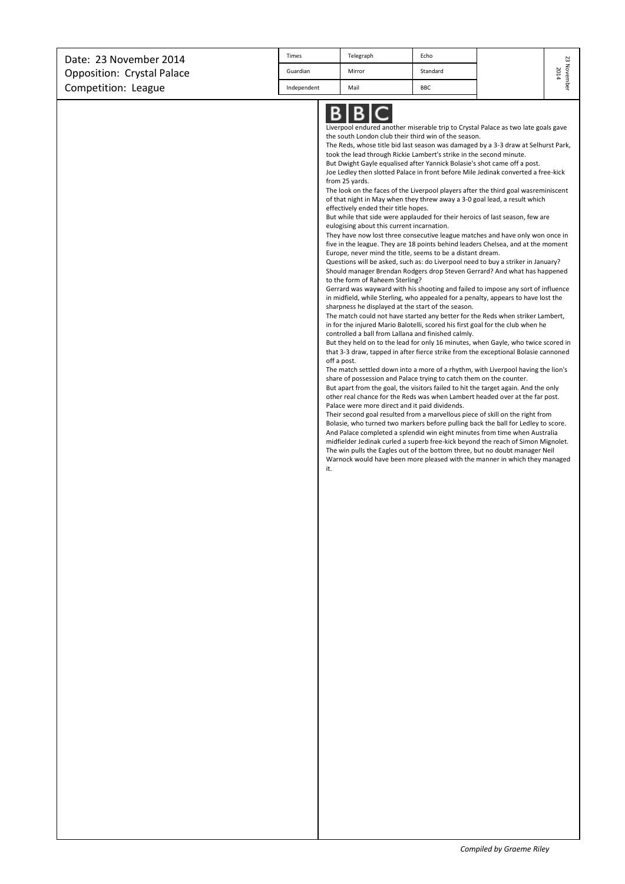Date: 23 November 2014
Opposition: Crystal Palace
Competition: League

| | | | |
|---|---|---|---|
| Times | Telegraph | Echo | |
| Guardian | Mirror | Standard | |
| Independent | Mail | BBC | |

23 November 2014

BBC

Liverpool endured another miserable trip to Crystal Palace as two late goals gave the south London club their third win of the season.

The Reds, whose title bid last season was damaged by a 3-3 draw at Selhurst Park, took the lead through Rickie Lambert's strike in the second minute.

But Dwight Gayle equalised after Yannick Bolasie's shot came off a post.

Joe Ledley then slotted Palace in front before Mile Jedinak converted a free-kick from 25 yards.

The look on the faces of the Liverpool players after the third goal wasreminiscent of that night in May when they threw away a 3-0 goal lead, a result which effectively ended their title hopes.

But while that side were applauded for their heroics of last season, few are eulogising about this current incarnation.

They have now lost three consecutive league matches and have only won once in five in the league. They are 18 points behind leaders Chelsea, and at the moment Europe, never mind the title, seems to be a distant dream.

Questions will be asked, such as: do Liverpool need to buy a striker in January? Should manager Brendan Rodgers drop Steven Gerrard? And what has happened to the form of Raheem Sterling?

Gerrard was wayward with his shooting and failed to impose any sort of influence in midfield, while Sterling, who appealed for a penalty, appears to have lost the sharpness he displayed at the start of the season.

The match could not have started any better for the Reds when striker Lambert, in for the injured Mario Balotelli, scored his first goal for the club when he controlled a ball from Lallana and finished calmly.

But they held on to the lead for only 16 minutes, when Gayle, who twice scored in that 3-3 draw, tapped in after fierce strike from the exceptional Bolasie cannoned off a post.

The match settled down into a more of a rhythm, with Liverpool having the lion's share of possession and Palace trying to catch them on the counter.

But apart from the goal, the visitors failed to hit the target again. And the only other real chance for the Reds was when Lambert headed over at the far post.

Palace were more direct and it paid dividends.

Their second goal resulted from a marvellous piece of skill on the right from Bolasie, who turned two markers before pulling back the ball for Ledley to score.

And Palace completed a splendid win eight minutes from time when Australia midfielder Jedinak curled a superb free-kick beyond the reach of Simon Mignolet.

The win pulls the Eagles out of the bottom three, but no doubt manager Neil Warnock would have been more pleased with the manner in which they managed it.

*Compiled by Graeme Riley*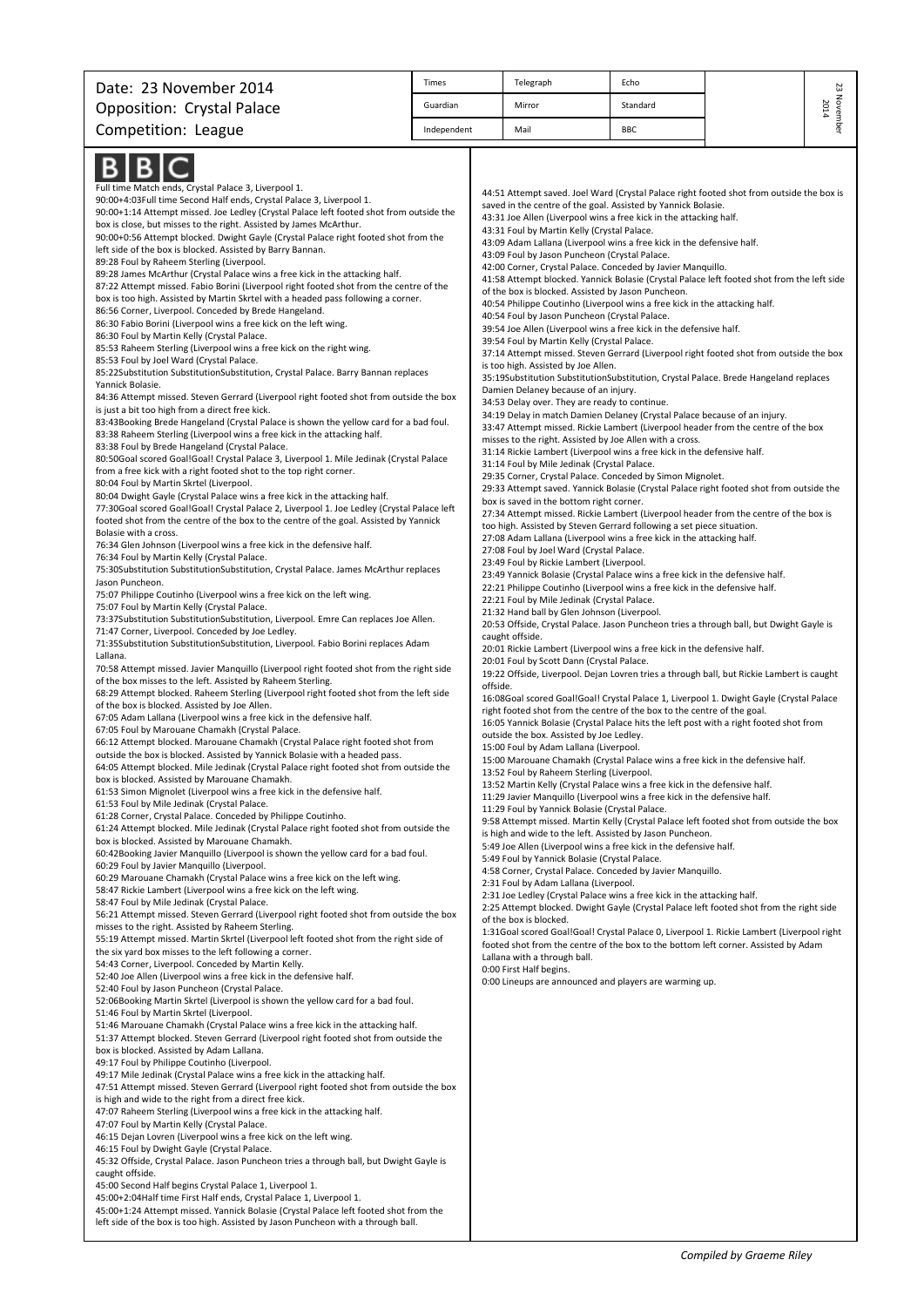Date: 23 November 2014
Opposition: Crystal Palace
Competition: League

| | | |
|---|---|---|
| Times | Telegraph | Echo |
| Guardian | Mirror | Standard |
| Independent | Mail | BBC |

BBC

Full time Match ends, Crystal Palace 3, Liverpool 1.
90:00+4:03Full time Second Half ends, Crystal Palace 3, Liverpool 1.
90:00+1:14 Attempt missed. Joe Ledley (Crystal Palace left footed shot from outside the box is close, but misses to the right. Assisted by James McArthur.
90:00+0:56 Attempt blocked. Dwight Gayle (Crystal Palace right footed shot from the left side of the box is blocked. Assisted by Barry Bannan.
89:28 Foul by Raheem Sterling (Liverpool.
89:28 James McArthur (Crystal Palace wins a free kick in the attacking half.
87:22 Attempt missed. Fabio Borini (Liverpool right footed shot from the centre of the box is too high. Assisted by Martin Skrtel with a headed pass following a corner.
86:56 Corner, Liverpool. Conceded by Brede Hangeland.
86:30 Fabio Borini (Liverpool wins a free kick on the left wing.
86:30 Foul by Martin Kelly (Crystal Palace.
85:53 Raheem Sterling (Liverpool wins a free kick on the right wing.
85:53 Foul by Joel Ward (Crystal Palace.
85:22Substitution SubstitutionSubstitution, Crystal Palace. Barry Bannan replaces Yannick Bolasie.
84:36 Attempt missed. Steven Gerrard (Liverpool right footed shot from outside the box is just a bit too high from a direct free kick.
83:43Booking Brede Hangeland (Crystal Palace is shown the yellow card for a bad foul.
83:38 Raheem Sterling (Liverpool wins a free kick in the attacking half.
83:38 Foul by Brede Hangeland (Crystal Palace.
80:50Goal scored Goal!Goal! Crystal Palace 3, Liverpool 1. Mile Jedinak (Crystal Palace from a free kick with a right footed shot to the top right corner.
80:04 Foul by Martin Skrtel (Liverpool.
80:04 Dwight Gayle (Crystal Palace wins a free kick in the attacking half.
77:30Goal scored Goal!Goal! Crystal Palace 2, Liverpool 1. Joe Ledley (Crystal Palace left footed shot from the centre of the box to the centre of the goal. Assisted by Yannick Bolasie with a cross.
76:34 Glen Johnson (Liverpool wins a free kick in the defensive half.
76:34 Foul by Martin Kelly (Crystal Palace.
75:30Substitution SubstitutionSubstitution, Crystal Palace. James McArthur replaces Jason Puncheon.
75:07 Philippe Coutinho (Liverpool wins a free kick on the left wing.
75:07 Foul by Martin Kelly (Crystal Palace.
73:37Substitution SubstitutionSubstitution, Liverpool. Emre Can replaces Joe Allen.
71:47 Corner, Liverpool. Conceded by Joe Ledley.
71:35Substitution SubstitutionSubstitution, Liverpool. Fabio Borini replaces Adam Lallana.
70:58 Attempt missed. Javier Manquillo (Liverpool right footed shot from the right side of the box misses to the left. Assisted by Raheem Sterling.
68:29 Attempt blocked. Raheem Sterling (Liverpool right footed shot from the left side of the box is blocked. Assisted by Joe Allen.
67:05 Adam Lallana (Liverpool wins a free kick in the defensive half.
67:05 Foul by Marouane Chamakh (Crystal Palace.
66:12 Attempt blocked. Marouane Chamakh (Crystal Palace right footed shot from outside the box is blocked. Assisted by Yannick Bolasie with a headed pass.
64:05 Attempt blocked. Mile Jedinak (Crystal Palace right footed shot from outside the box is blocked. Assisted by Marouane Chamakh.
61:53 Simon Mignolet (Liverpool wins a free kick in the defensive half.
61:53 Foul by Mile Jedinak (Crystal Palace.
61:28 Corner, Crystal Palace. Conceded by Philippe Coutinho.
61:24 Attempt blocked. Mile Jedinak (Crystal Palace right footed shot from outside the box is blocked. Assisted by Marouane Chamakh.
60:42Booking Javier Manquillo (Liverpool is shown the yellow card for a bad foul.
60:29 Foul by Javier Manquillo (Liverpool.
60:29 Marouane Chamakh (Crystal Palace wins a free kick on the left wing.
58:47 Rickie Lambert (Liverpool wins a free kick on the left wing.
58:47 Foul by Mile Jedinak (Crystal Palace.
56:21 Attempt missed. Steven Gerrard (Liverpool right footed shot from outside the box misses to the right. Assisted by Raheem Sterling.
55:19 Attempt missed. Martin Skrtel (Liverpool left footed shot from the right side of the six yard box misses to the left following a corner.
54:43 Corner, Liverpool. Conceded by Martin Kelly.
52:40 Joe Allen (Liverpool wins a free kick in the defensive half.
52:40 Foul by Jason Puncheon (Crystal Palace.
52:06Booking Martin Skrtel (Liverpool is shown the yellow card for a bad foul.
51:46 Foul by Martin Skrtel (Liverpool.
51:46 Marouane Chamakh (Crystal Palace wins a free kick in the attacking half.
51:37 Attempt blocked. Steven Gerrard (Liverpool right footed shot from outside the box is blocked. Assisted by Adam Lallana.
49:17 Foul by Philippe Coutinho (Liverpool.
49:17 Mile Jedinak (Crystal Palace wins a free kick in the attacking half.
47:51 Attempt missed. Steven Gerrard (Liverpool right footed shot from outside the box is high and wide to the right from a direct free kick.
47:07 Raheem Sterling (Liverpool wins a free kick in the attacking half.
47:07 Foul by Martin Kelly (Crystal Palace.
46:15 Dejan Lovren (Liverpool wins a free kick on the left wing.
46:15 Foul by Dwight Gayle (Crystal Palace.
45:32 Offside, Crystal Palace. Jason Puncheon tries a through ball, but Dwight Gayle is caught offside.
45:00 Second Half begins Crystal Palace 1, Liverpool 1.
45:00+2:04Half time First Half ends, Crystal Palace 1, Liverpool 1.
45:00+1:24 Attempt missed. Yannick Bolasie (Crystal Palace left footed shot from the left side of the box is too high. Assisted by Jason Puncheon with a through ball.
44:51 Attempt saved. Joel Ward (Crystal Palace right footed shot from outside the box is saved in the centre of the goal. Assisted by Yannick Bolasie.
43:31 Joe Allen (Liverpool wins a free kick in the attacking half.
43:31 Foul by Martin Kelly (Crystal Palace.
43:09 Adam Lallana (Liverpool wins a free kick in the defensive half.
43:09 Foul by Jason Puncheon (Crystal Palace.
42:00 Corner, Crystal Palace. Conceded by Javier Manquillo.
41:58 Attempt blocked. Yannick Bolasie (Crystal Palace left footed shot from the left side of the box is blocked. Assisted by Jason Puncheon.
40:54 Philippe Coutinho (Liverpool wins a free kick in the attacking half.
40:54 Foul by Jason Puncheon (Crystal Palace.
39:54 Joe Allen (Liverpool wins a free kick in the defensive half.
39:54 Foul by Martin Kelly (Crystal Palace.
37:14 Attempt missed. Steven Gerrard (Liverpool right footed shot from outside the box is too high. Assisted by Joe Allen.
35:19Substitution SubstitutionSubstitution, Crystal Palace. Brede Hangeland replaces Damien Delaney because of an injury.
34:53 Delay over. They are ready to continue.
34:19 Delay in match Damien Delaney (Crystal Palace because of an injury.
33:47 Attempt missed. Rickie Lambert (Liverpool header from the centre of the box misses to the right. Assisted by Joe Allen with a cross.
31:14 Rickie Lambert (Liverpool wins a free kick in the defensive half.
31:14 Foul by Mile Jedinak (Crystal Palace.
29:35 Corner, Crystal Palace. Conceded by Simon Mignolet.
29:33 Attempt saved. Yannick Bolasie (Crystal Palace right footed shot from outside the box is saved in the bottom right corner.
27:34 Attempt missed. Rickie Lambert (Liverpool header from the centre of the box is too high. Assisted by Steven Gerrard following a set piece situation.
27:08 Adam Lallana (Liverpool wins a free kick in the attacking half.
27:08 Foul by Joel Ward (Crystal Palace.
23:49 Foul by Rickie Lambert (Liverpool.
23:49 Yannick Bolasie (Crystal Palace wins a free kick in the defensive half.
22:21 Philippe Coutinho (Liverpool wins a free kick in the defensive half.
22:21 Foul by Mile Jedinak (Crystal Palace.
21:32 Hand ball by Glen Johnson (Liverpool.
20:53 Offside, Crystal Palace. Jason Puncheon tries a through ball, but Dwight Gayle is caught offside.
20:01 Rickie Lambert (Liverpool wins a free kick in the defensive half.
20:01 Foul by Scott Dann (Crystal Palace.
19:22 Offside, Liverpool. Dejan Lovren tries a through ball, but Rickie Lambert is caught offside.
16:08Goal scored Goal!Goal! Crystal Palace 1, Liverpool 1. Dwight Gayle (Crystal Palace right footed shot from the centre of the box to the centre of the goal.
16:05 Yannick Bolasie (Crystal Palace hits the left post with a right footed shot from outside the box. Assisted by Joe Ledley.
15:00 Foul by Adam Lallana (Liverpool.
15:00 Marouane Chamakh (Crystal Palace wins a free kick in the defensive half.
13:52 Foul by Raheem Sterling (Liverpool.
13:52 Martin Kelly (Crystal Palace wins a free kick in the defensive half.
11:29 Javier Manquillo (Liverpool wins a free kick in the defensive half.
11:29 Foul by Yannick Bolasie (Crystal Palace.
9:58 Attempt missed. Martin Kelly (Crystal Palace left footed shot from outside the box is high and wide to the left. Assisted by Jason Puncheon.
5:49 Joe Allen (Liverpool wins a free kick in the defensive half.
5:49 Foul by Yannick Bolasie (Crystal Palace.
4:58 Corner, Crystal Palace. Conceded by Javier Manquillo.
2:31 Foul by Adam Lallana (Liverpool.
2:31 Joe Ledley (Crystal Palace wins a free kick in the attacking half.
2:25 Attempt blocked. Dwight Gayle (Crystal Palace left footed shot from the right side of the box is blocked.
1:31Goal scored Goal!Goal! Crystal Palace 0, Liverpool 1. Rickie Lambert (Liverpool right footed shot from the centre of the box to the bottom left corner. Assisted by Adam Lallana with a through ball.
0:00 First Half begins.
0:00 Lineups are announced and players are warming up.

*Compiled by Graeme Riley*